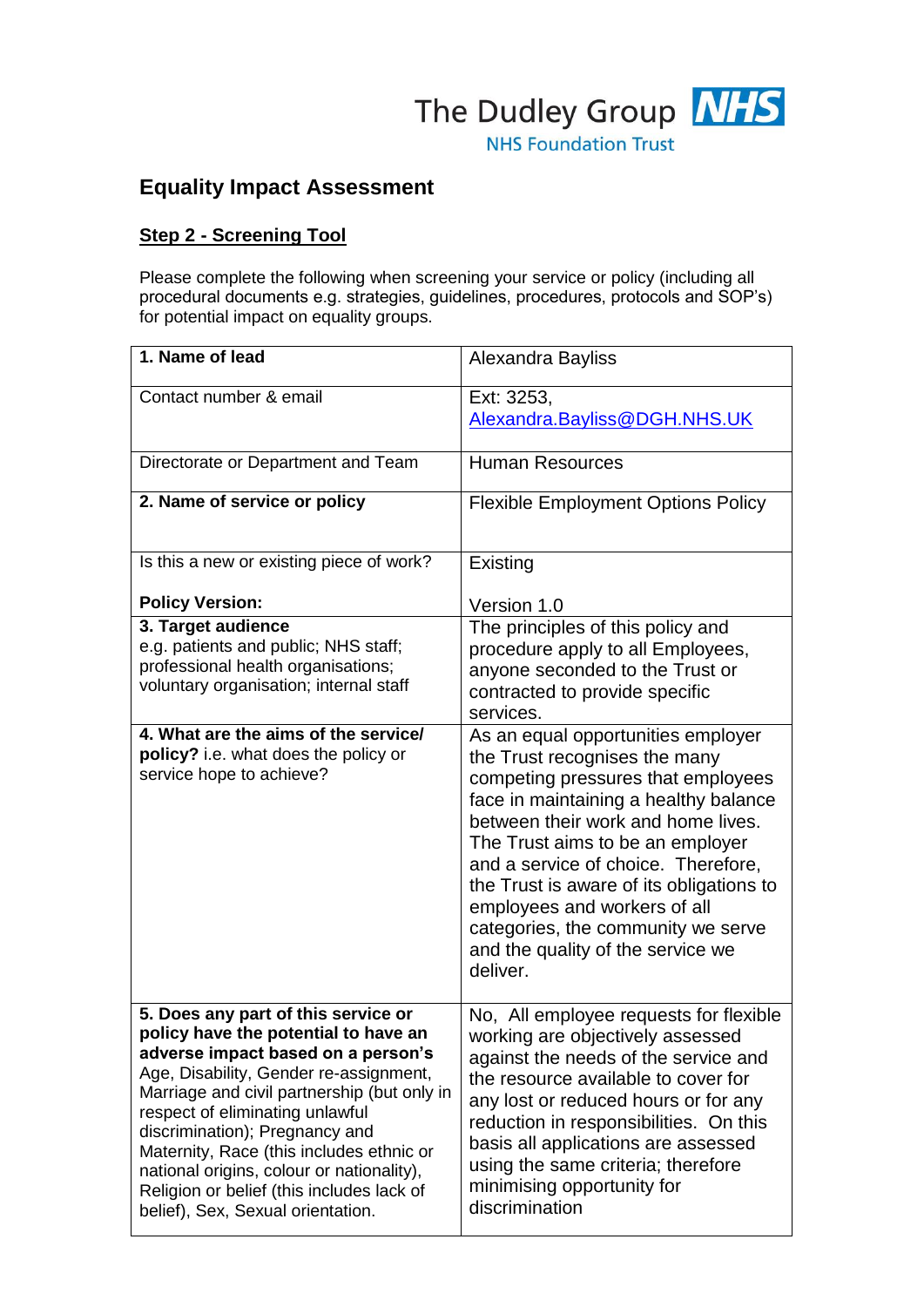The Dudley Group NHS
NHS Foundation Trust

## Equality Impact Assessment

### Step 2 - Screening Tool

Please complete the following when screening your service or policy (including all procedural documents e.g. strategies, guidelines, procedures, protocols and SOP's) for potential impact on equality groups.

| | |
|---|---|
| **1. Name of lead** | Alexandra Bayliss |
| Contact number & email | Ext: 3253, Alexandra.Bayliss@DGH.NHS.UK |
| Directorate or Department and Team | Human Resources |
| **2. Name of service or policy** | Flexible Employment Options Policy |
| Is this a new or existing piece of work?<br><br>**Policy Version:** | Existing<br><br>Version 1.0 |
| **3. Target audience** e.g. patients and public; NHS staff; professional health organisations; voluntary organisation; internal staff | The principles of this policy and procedure apply to all Employees, anyone seconded to the Trust or contracted to provide specific services. |
| **4. What are the aims of the service/ policy?** i.e. what does the policy or service hope to achieve? | As an equal opportunities employer the Trust recognises the many competing pressures that employees face in maintaining a healthy balance between their work and home lives. The Trust aims to be an employer and a service of choice. Therefore, the Trust is aware of its obligations to employees and workers of all categories, the community we serve and the quality of the service we deliver. |
| **5. Does any part of this service or policy have the potential to have an adverse impact based on a person's** Age, Disability, Gender re-assignment, Marriage and civil partnership (but only in respect of eliminating unlawful discrimination); Pregnancy and Maternity, Race (this includes ethnic or national origins, colour or nationality), Religion or belief (this includes lack of belief), Sex, Sexual orientation. | No, All employee requests for flexible working are objectively assessed against the needs of the service and the resource available to cover for any lost or reduced hours or for any reduction in responsibilities. On this basis all applications are assessed using the same criteria; therefore minimising opportunity for discrimination |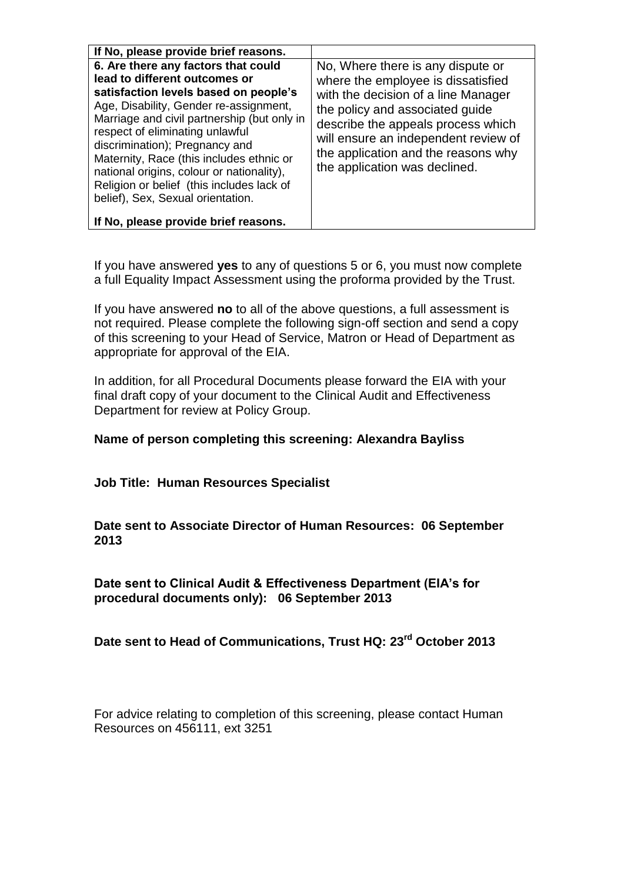| | |
|---|---|
| **If No, please provide brief reasons.** | |
| **6. Are there any factors that could lead to different outcomes or satisfaction levels based on people's** Age, Disability, Gender re-assignment, Marriage and civil partnership (but only in respect of eliminating unlawful discrimination); Pregnancy and Maternity, Race (this includes ethnic or national origins, colour or nationality), Religion or belief (this includes lack of belief), Sex, Sexual orientation.<br><br>**If No, please provide brief reasons.** | No, Where there is any dispute or where the employee is dissatisfied with the decision of a line Manager the policy and associated guide describe the appeals process which will ensure an independent review of the application and the reasons why the application was declined. |

If you have answered **yes** to any of questions 5 or 6, you must now complete a full Equality Impact Assessment using the proforma provided by the Trust.

If you have answered **no** to all of the above questions, a full assessment is not required. Please complete the following sign-off section and send a copy of this screening to your Head of Service, Matron or Head of Department as appropriate for approval of the EIA.

In addition, for all Procedural Documents please forward the EIA with your final draft copy of your document to the Clinical Audit and Effectiveness Department for review at Policy Group.

**Name of person completing this screening: Alexandra Bayliss**

**Job Title: Human Resources Specialist**

**Date sent to Associate Director of Human Resources: 06 September 2013**

**Date sent to Clinical Audit & Effectiveness Department (EIA's for procedural documents only): 06 September 2013**

**Date sent to Head of Communications, Trust HQ: 23rd October 2013**

For advice relating to completion of this screening, please contact Human Resources on 456111, ext 3251